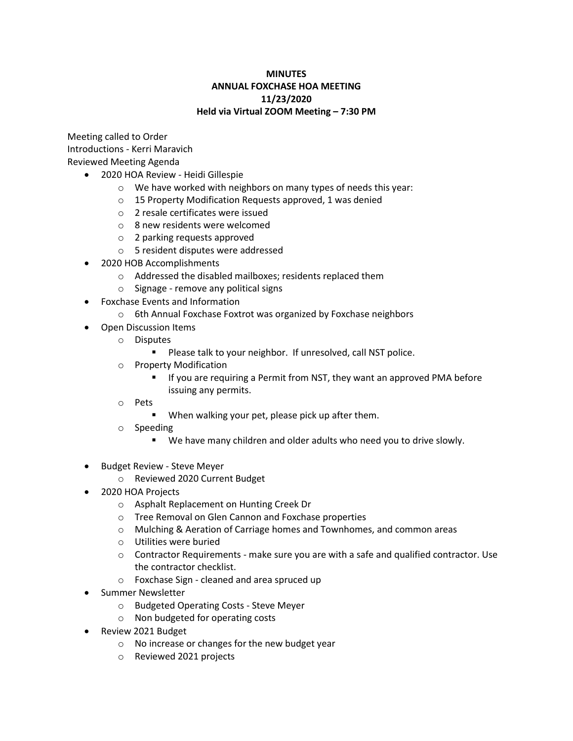**MINUTES**
**ANNUAL FOXCHASE HOA MEETING**
**11/23/2020**
**Held via Virtual ZOOM Meeting – 7:30 PM**

Meeting called to Order
Introductions - Kerri Maravich
Reviewed Meeting Agenda

- 2020 HOA Review - Heidi Gillespie
  - We have worked with neighbors on many types of needs this year:
  - 15 Property Modification Requests approved, 1 was denied
  - 2 resale certificates were issued
  - 8 new residents were welcomed
  - 2 parking requests approved
  - 5 resident disputes were addressed
- 2020 HOB Accomplishments
  - Addressed the disabled mailboxes; residents replaced them
  - Signage - remove any political signs
- Foxchase Events and Information
  - 6th Annual Foxchase Foxtrot was organized by Foxchase neighbors
- Open Discussion Items
  - Disputes
    - Please talk to your neighbor. If unresolved, call NST police.
  - Property Modification
    - If you are requiring a Permit from NST, they want an approved PMA before issuing any permits.
  - Pets
    - When walking your pet, please pick up after them.
  - Speeding
    - We have many children and older adults who need you to drive slowly.
- Budget Review - Steve Meyer
  - Reviewed 2020 Current Budget
- 2020 HOA Projects
  - Asphalt Replacement on Hunting Creek Dr
  - Tree Removal on Glen Cannon and Foxchase properties
  - Mulching & Aeration of Carriage homes and Townhomes, and common areas
  - Utilities were buried
  - Contractor Requirements - make sure you are with a safe and qualified contractor. Use the contractor checklist.
  - Foxchase Sign - cleaned and area spruced up
- Summer Newsletter
  - Budgeted Operating Costs - Steve Meyer
  - Non budgeted for operating costs
- Review 2021 Budget
  - No increase or changes for the new budget year
  - Reviewed 2021 projects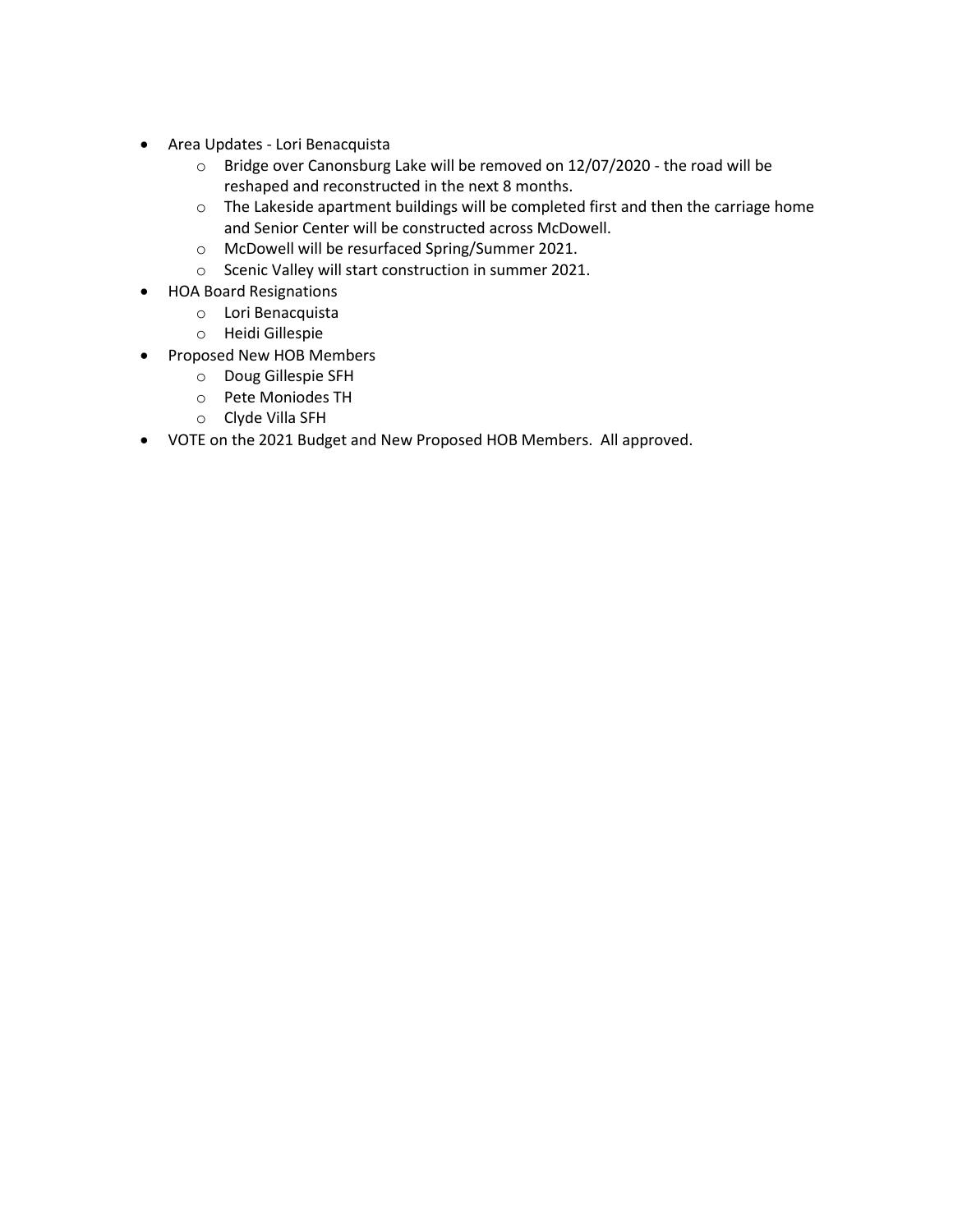- Area Updates - Lori Benacquista
  - Bridge over Canonsburg Lake will be removed on 12/07/2020 - the road will be reshaped and reconstructed in the next 8 months.
  - The Lakeside apartment buildings will be completed first and then the carriage home and Senior Center will be constructed across McDowell.
  - McDowell will be resurfaced Spring/Summer 2021.
  - Scenic Valley will start construction in summer 2021.
- HOA Board Resignations
  - Lori Benacquista
  - Heidi Gillespie
- Proposed New HOB Members
  - Doug Gillespie SFH
  - Pete Moniodes TH
  - Clyde Villa SFH
- VOTE on the 2021 Budget and New Proposed HOB Members. All approved.